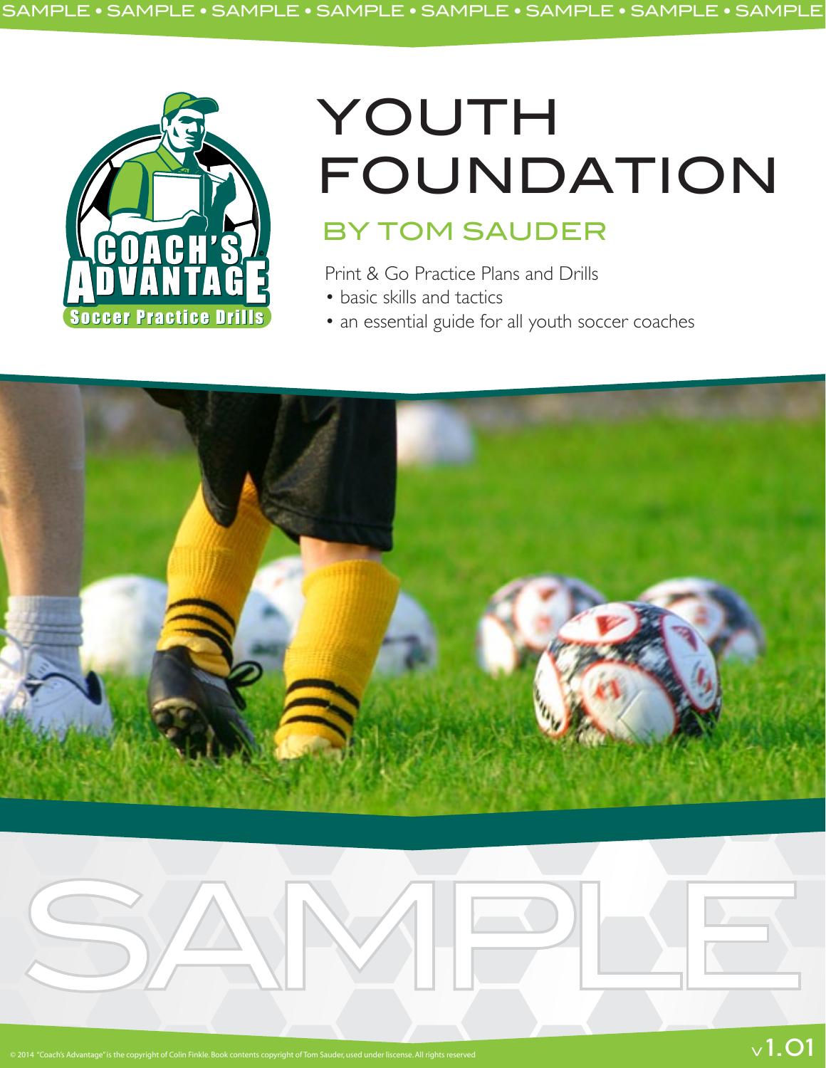# YOUTH FOUNDATION

## BY TOM SAUDER

Print & Go Practice Plans and Drills

- basic skills and tactics
- an essential guide for all youth soccer coaches

SAMPLE

© 2014 "Coach's Advantage" is the copyright of Colin Finkle. Book contents copyright of Tom Sauder, used under liscense. All rights reserved

v1.01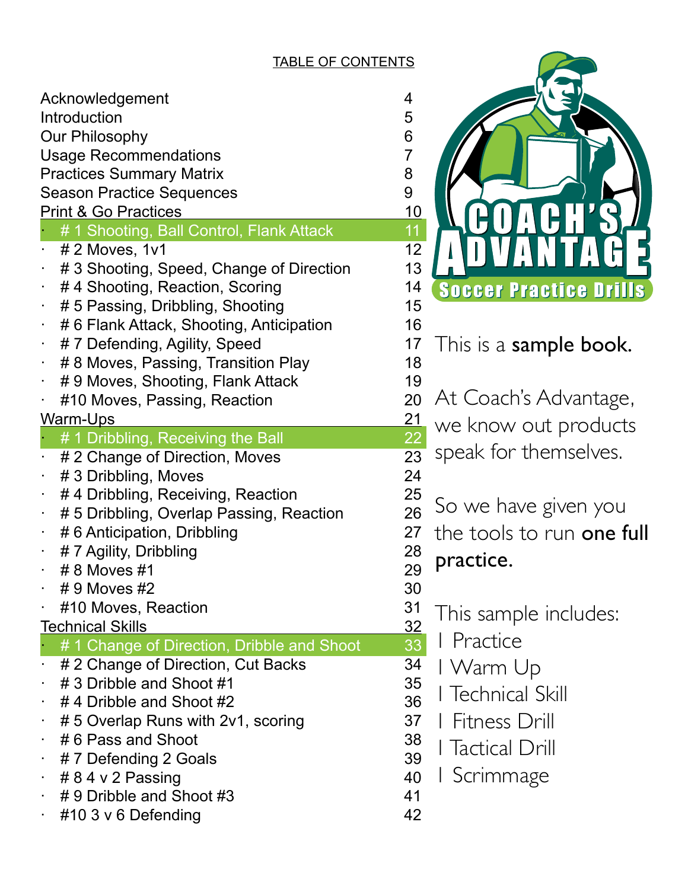TABLE OF CONTENTS

| | |
|---|---|
| Acknowledgement | 4 |
| Introduction | 5 |
| Our Philosophy | 6 |
| Usage Recommendations | 7 |
| Practices Summary Matrix | 8 |
| Season Practice Sequences | 9 |
| Print & Go Practices | 10 |
| · # 1 Shooting, Ball Control, Flank Attack | 11 |
| · # 2 Moves, 1v1 | 12 |
| · # 3 Shooting, Speed, Change of Direction | 13 |
| · # 4 Shooting, Reaction, Scoring | 14 |
| · # 5 Passing, Dribbling, Shooting | 15 |
| · # 6 Flank Attack, Shooting, Anticipation | 16 |
| · # 7 Defending, Agility, Speed | 17 |
| · # 8 Moves, Passing, Transition Play | 18 |
| · # 9 Moves, Shooting, Flank Attack | 19 |
| · #10 Moves, Passing, Reaction | 20 |
| Warm-Ups | 21 |
| · # 1 Dribbling, Receiving the Ball | 22 |
| · # 2 Change of Direction, Moves | 23 |
| · # 3 Dribbling, Moves | 24 |
| · # 4 Dribbling, Receiving, Reaction | 25 |
| · # 5 Dribbling, Overlap Passing, Reaction | 26 |
| · # 6 Anticipation, Dribbling | 27 |
| · # 7 Agility, Dribbling | 28 |
| · # 8 Moves #1 | 29 |
| · # 9 Moves #2 | 30 |
| · #10 Moves, Reaction | 31 |
| Technical Skills | 32 |
| · # 1 Change of Direction, Dribble and Shoot | 33 |
| · # 2 Change of Direction, Cut Backs | 34 |
| · # 3 Dribble and Shoot #1 | 35 |
| · # 4 Dribble and Shoot #2 | 36 |
| · # 5 Overlap Runs with 2v1, scoring | 37 |
| · # 6 Pass and Shoot | 38 |
| · # 7 Defending 2 Goals | 39 |
| · # 8 4 v 2 Passing | 40 |
| · # 9 Dribble and Shoot #3 | 41 |
| · #10 3 v 6 Defending | 42 |

COACH'S ADVANTAGE
Soccer Practice Drills

This is a **sample book.**

At Coach's Advantage, we know out products speak for themselves.

So we have given you the tools to run **one full practice.**

This sample includes:

- 1 Practice
- 1 Warm Up
- 1 Technical Skill
- 1 Fitness Drill
- 1 Tactical Drill
- 1 Scrimmage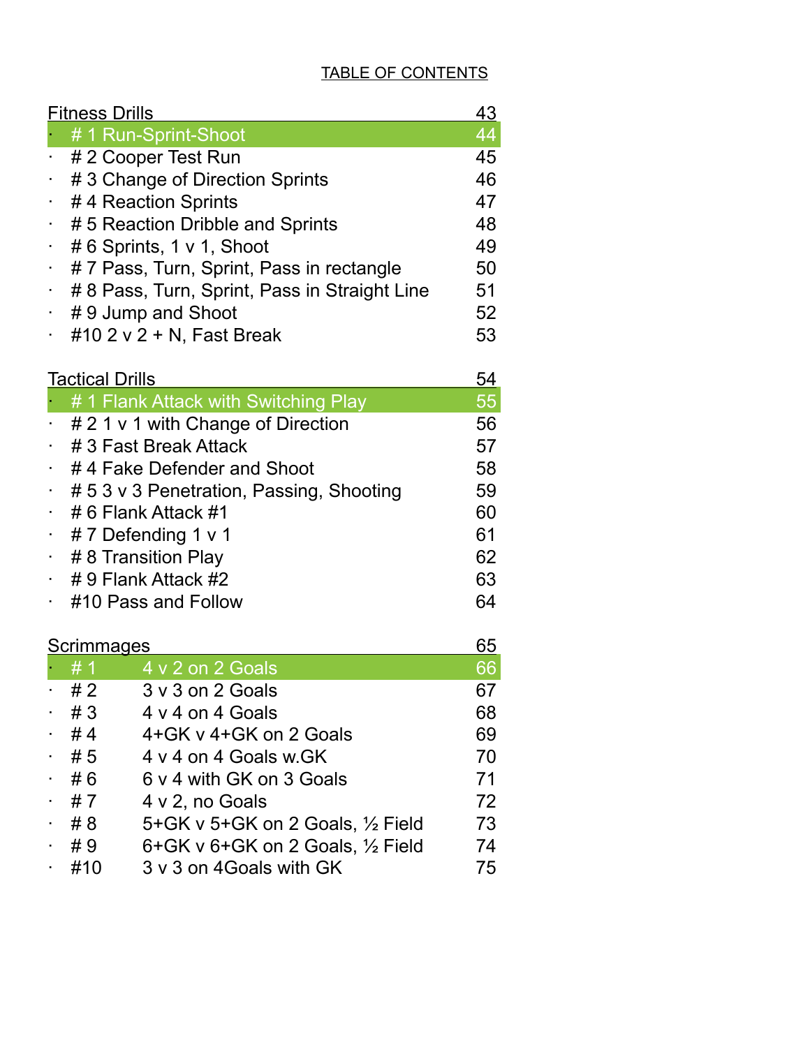TABLE OF CONTENTS

| Fitness Drills | 43 |
|---|---|
| · # 1 Run-Sprint-Shoot | 44 |
| · # 2 Cooper Test Run | 45 |
| · # 3 Change of Direction Sprints | 46 |
| · # 4 Reaction Sprints | 47 |
| · # 5 Reaction Dribble and Sprints | 48 |
| · # 6 Sprints, 1 v 1, Shoot | 49 |
| · # 7 Pass, Turn, Sprint, Pass in rectangle | 50 |
| · # 8 Pass, Turn, Sprint, Pass in Straight Line | 51 |
| · # 9 Jump and Shoot | 52 |
| · #10 2 v 2 + N, Fast Break | 53 |

| Tactical Drills | 54 |
|---|---|
| · # 1 Flank Attack with Switching Play | 55 |
| · # 2 1 v 1 with Change of Direction | 56 |
| · # 3 Fast Break Attack | 57 |
| · # 4 Fake Defender and Shoot | 58 |
| · # 5 3 v 3 Penetration, Passing, Shooting | 59 |
| · # 6 Flank Attack #1 | 60 |
| · # 7 Defending 1 v 1 | 61 |
| · # 8 Transition Play | 62 |
| · # 9 Flank Attack #2 | 63 |
| · #10 Pass and Follow | 64 |

| Scrimmages | | 65 |
|---|---|---|
| · # 1 | 4 v 2 on 2 Goals | 66 |
| · # 2 | 3 v 3 on 2 Goals | 67 |
| · # 3 | 4 v 4 on 4 Goals | 68 |
| · # 4 | 4+GK v 4+GK on 2 Goals | 69 |
| · # 5 | 4 v 4 on 4 Goals w.GK | 70 |
| · # 6 | 6 v 4 with GK on 3 Goals | 71 |
| · # 7 | 4 v 2, no Goals | 72 |
| · # 8 | 5+GK v 5+GK on 2 Goals, ½ Field | 73 |
| · # 9 | 6+GK v 6+GK on 2 Goals, ½ Field | 74 |
| · #10 | 3 v 3 on 4Goals with GK | 75 |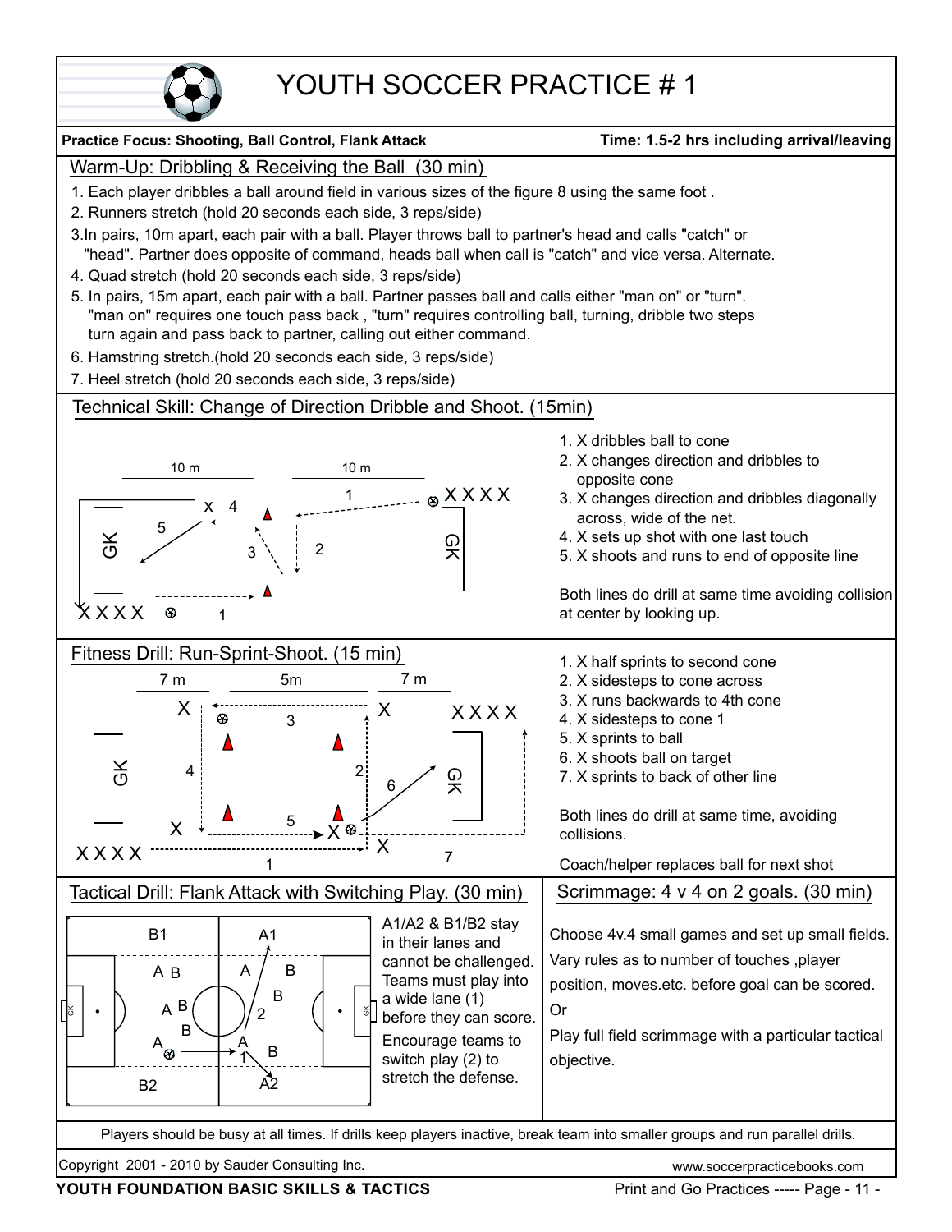# YOUTH SOCCER PRACTICE # 1

**Practice Focus: Shooting, Ball Control, Flank Attack** **Time: 1.5-2 hrs including arrival/leaving**

## Warm-Up: Dribbling & Receiving the Ball (30 min)

1. Each player dribbles a ball around field in various sizes of the figure 8 using the same foot .
2. Runners stretch (hold 20 seconds each side, 3 reps/side)
3. In pairs, 10m apart, each pair with a ball. Player throws ball to partner's head and calls "catch" or "head". Partner does opposite of command, heads ball when call is "catch" and vice versa. Alternate.
4. Quad stretch (hold 20 seconds each side, 3 reps/side)
5. In pairs, 15m apart, each pair with a ball. Partner passes ball and calls either "man on" or "turn". "man on" requires one touch pass back , "turn" requires controlling ball, turning, dribble two steps turn again and pass back to partner, calling out either command.
6. Hamstring stretch.(hold 20 seconds each side, 3 reps/side)
7. Heel stretch (hold 20 seconds each side, 3 reps/side)

## Technical Skill: Change of Direction Dribble and Shoot. (15min)

1. X dribbles ball to cone
2. X changes direction and dribbles to opposite cone
3. X changes direction and dribbles diagonally across, wide of the net.
4. X sets up shot with one last touch
5. X shoots and runs to end of opposite line

Both lines do drill at same time avoiding collision at center by looking up.

## Fitness Drill: Run-Sprint-Shoot. (15 min)

1. X half sprints to second cone
2. X sidesteps to cone across
3. X runs backwards to 4th cone
4. X sidesteps to cone 1
5. X sprints to ball
6. X shoots ball on target
7. X sprints to back of other line

Both lines do drill at same time, avoiding collisions.

Coach/helper replaces ball for next shot

## Tactical Drill: Flank Attack with Switching Play. (30 min)

A1/A2 & B1/B2 stay in their lanes and cannot be challenged. Teams must play into a wide lane (1) before they can score. Encourage teams to switch play (2) to stretch the defense.

## Scrimmage: 4 v 4 on 2 goals. (30 min)

Choose 4v.4 small games and set up small fields. Vary rules as to number of touches ,player position, moves.etc. before goal can be scored.

Or

Play full field scrimmage with a particular tactical objective.

Players should be busy at all times. If drills keep players inactive, break team into smaller groups and run parallel drills.

Copyright 2001 - 2010 by Sauder Consulting Inc. www.soccerpracticebooks.com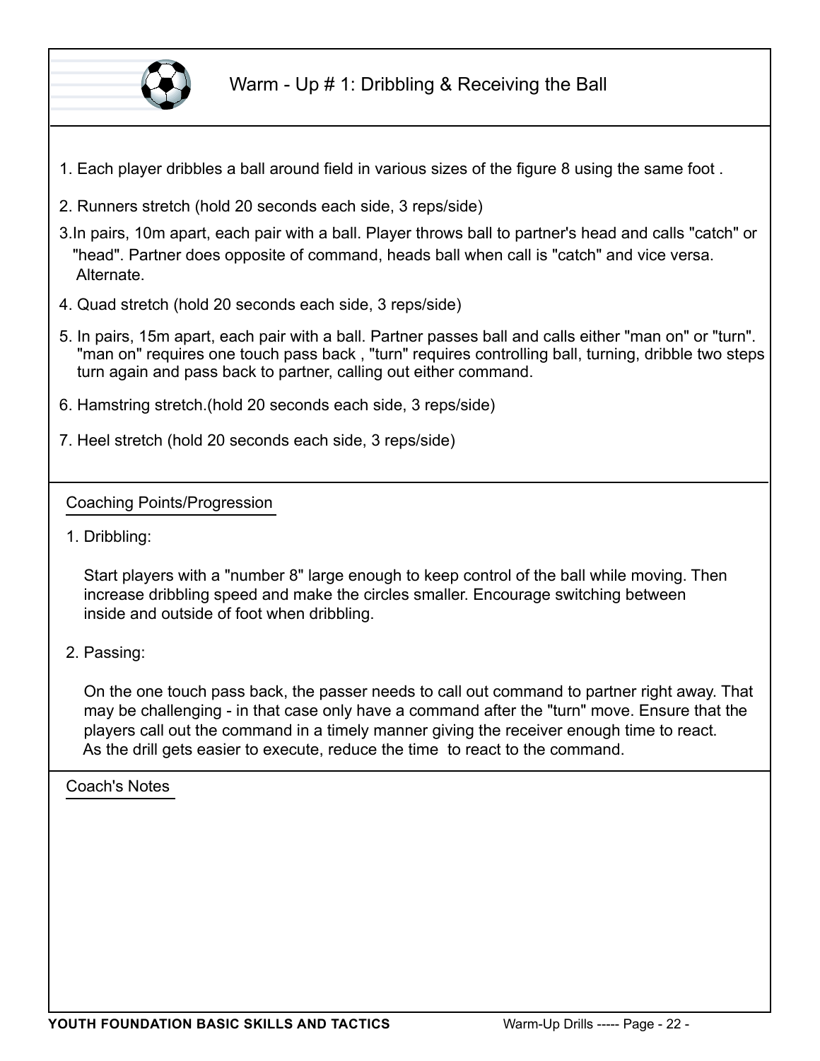# Warm - Up # 1: Dribbling & Receiving the Ball

1. Each player dribbles a ball around field in various sizes of the figure 8 using the same foot .
2. Runners stretch (hold 20 seconds each side, 3 reps/side)
3. In pairs, 10m apart, each pair with a ball. Player throws ball to partner's head and calls "catch" or "head". Partner does opposite of command, heads ball when call is "catch" and vice versa. Alternate.
4. Quad stretch (hold 20 seconds each side, 3 reps/side)
5. In pairs, 15m apart, each pair with a ball. Partner passes ball and calls either "man on" or "turn". "man on" requires one touch pass back , "turn" requires controlling ball, turning, dribble two steps turn again and pass back to partner, calling out either command.
6. Hamstring stretch.(hold 20 seconds each side, 3 reps/side)
7. Heel stretch (hold 20 seconds each side, 3 reps/side)

## Coaching Points/Progression

1. Dribbling:

Start players with a "number 8" large enough to keep control of the ball while moving. Then increase dribbling speed and make the circles smaller. Encourage switching between inside and outside of foot when dribbling.

2. Passing:

On the one touch pass back, the passer needs to call out command to partner right away. That may be challenging - in that case only have a command after the "turn" move. Ensure that the players call out the command in a timely manner giving the receiver enough time to react. As the drill gets easier to execute, reduce the time to react to the command.

## Coach's Notes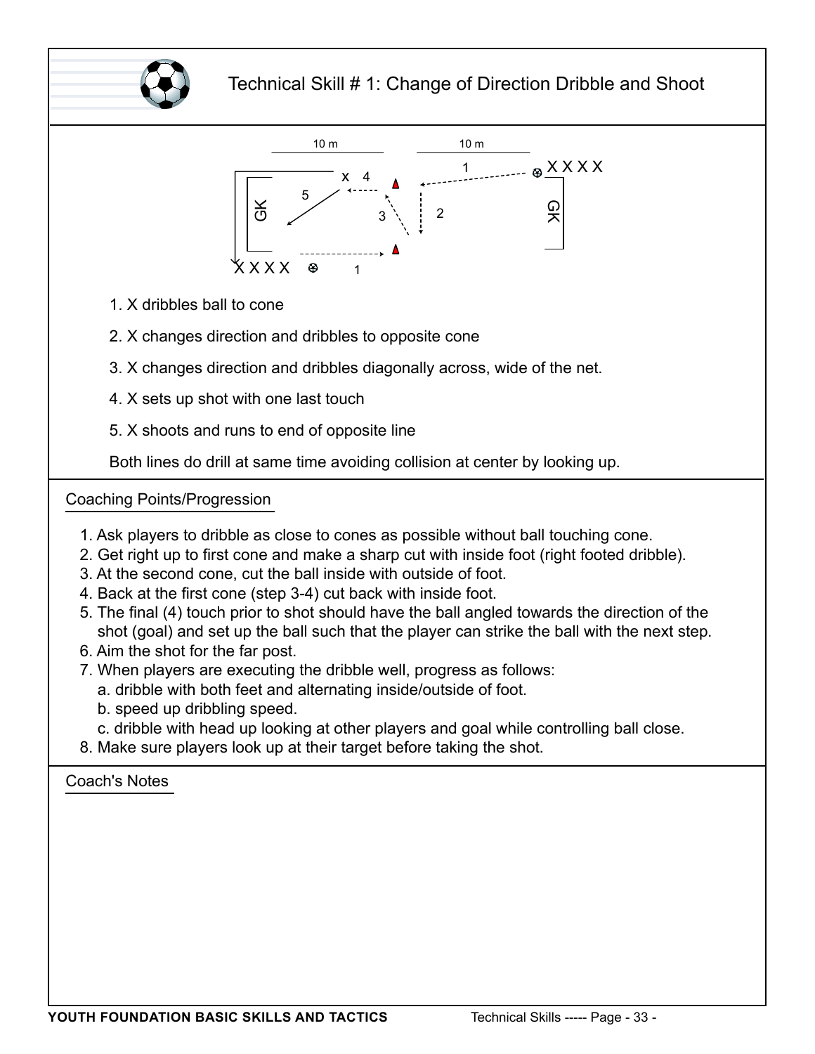## Technical Skill # 1: Change of Direction Dribble and Shoot

1. X dribbles ball to cone
2. X changes direction and dribbles to opposite cone
3. X changes direction and dribbles diagonally across, wide of the net.
4. X sets up shot with one last touch
5. X shoots and runs to end of opposite line

Both lines do drill at same time avoiding collision at center by looking up.

### Coaching Points/Progression

1. Ask players to dribble as close to cones as possible without ball touching cone.
2. Get right up to first cone and make a sharp cut with inside foot (right footed dribble).
3. At the second cone, cut the ball inside with outside of foot.
4. Back at the first cone (step 3-4) cut back with inside foot.
5. The final (4) touch prior to shot should have the ball angled towards the direction of the shot (goal) and set up the ball such that the player can strike the ball with the next step.
6. Aim the shot for the far post.
7. When players are executing the dribble well, progress as follows:
   a. dribble with both feet and alternating inside/outside of foot.
   b. speed up dribbling speed.
   c. dribble with head up looking at other players and goal while controlling ball close.
8. Make sure players look up at their target before taking the shot.

### Coach's Notes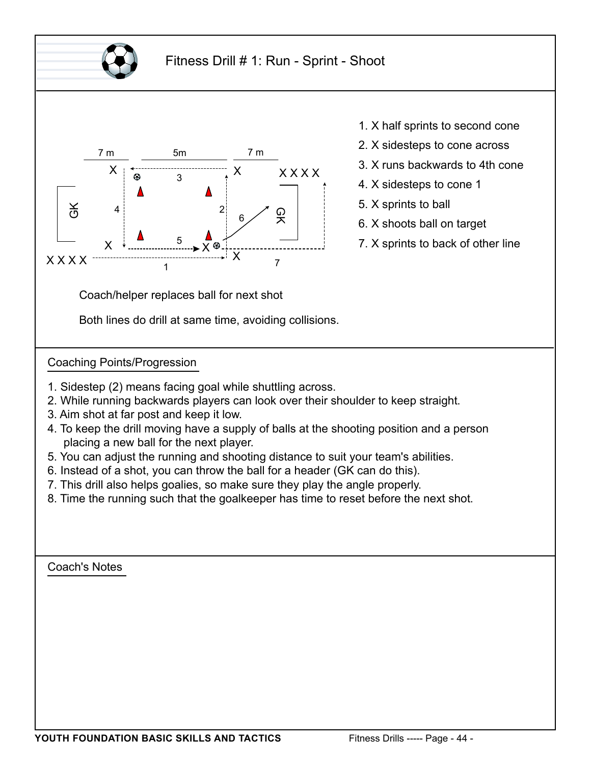# Fitness Drill # 1: Run - Sprint - Shoot

1. X half sprints to second cone
2. X sidesteps to cone across
3. X runs backwards to 4th cone
4. X sidesteps to cone 1
5. X sprints to ball
6. X shoots ball on target
7. X sprints to back of other line

Coach/helper replaces ball for next shot

Both lines do drill at same time, avoiding collisions.

## Coaching Points/Progression

1. Sidestep (2) means facing goal while shuttling across.
2. While running backwards players can look over their shoulder to keep straight.
3. Aim shot at far post and keep it low.
4. To keep the drill moving have a supply of balls at the shooting position and a person placing a new ball for the next player.
5. You can adjust the running and shooting distance to suit your team's abilities.
6. Instead of a shot, you can throw the ball for a header (GK can do this).
7. This drill also helps goalies, so make sure they play the angle properly.
8. Time the running such that the goalkeeper has time to reset before the next shot.

## Coach's Notes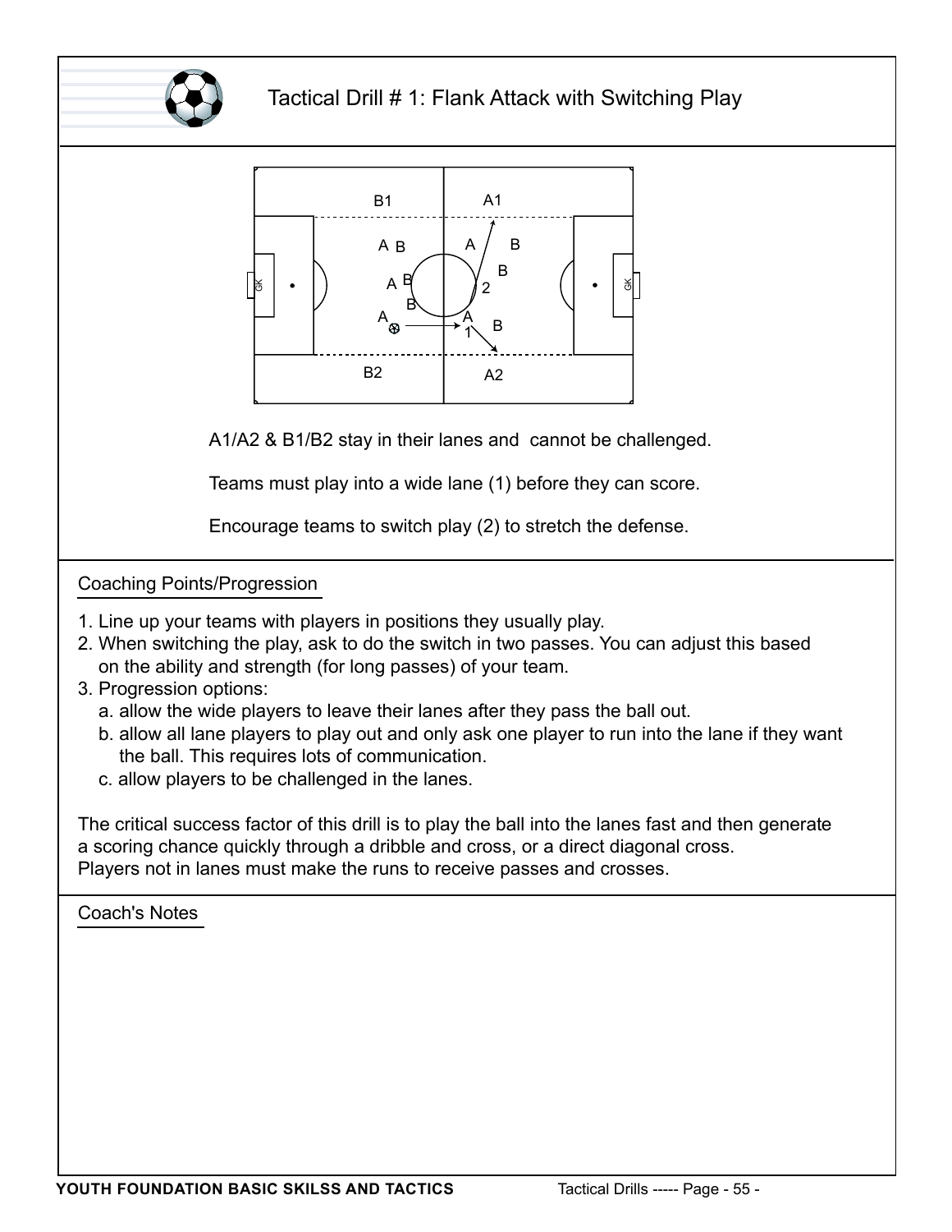# Tactical Drill # 1: Flank Attack with Switching Play

A1/A2 & B1/B2 stay in their lanes and cannot be challenged.

Teams must play into a wide lane (1) before they can score.

Encourage teams to switch play (2) to stretch the defense.

## Coaching Points/Progression

1. Line up your teams with players in positions they usually play.
2. When switching the play, ask to do the switch in two passes. You can adjust this based on the ability and strength (for long passes) of your team.
3. Progression options:
   a. allow the wide players to leave their lanes after they pass the ball out.
   b. allow all lane players to play out and only ask one player to run into the lane if they want the ball. This requires lots of communication.
   c. allow players to be challenged in the lanes.

The critical success factor of this drill is to play the ball into the lanes fast and then generate a scoring chance quickly through a dribble and cross, or a direct diagonal cross.
Players not in lanes must make the runs to receive passes and crosses.

## Coach's Notes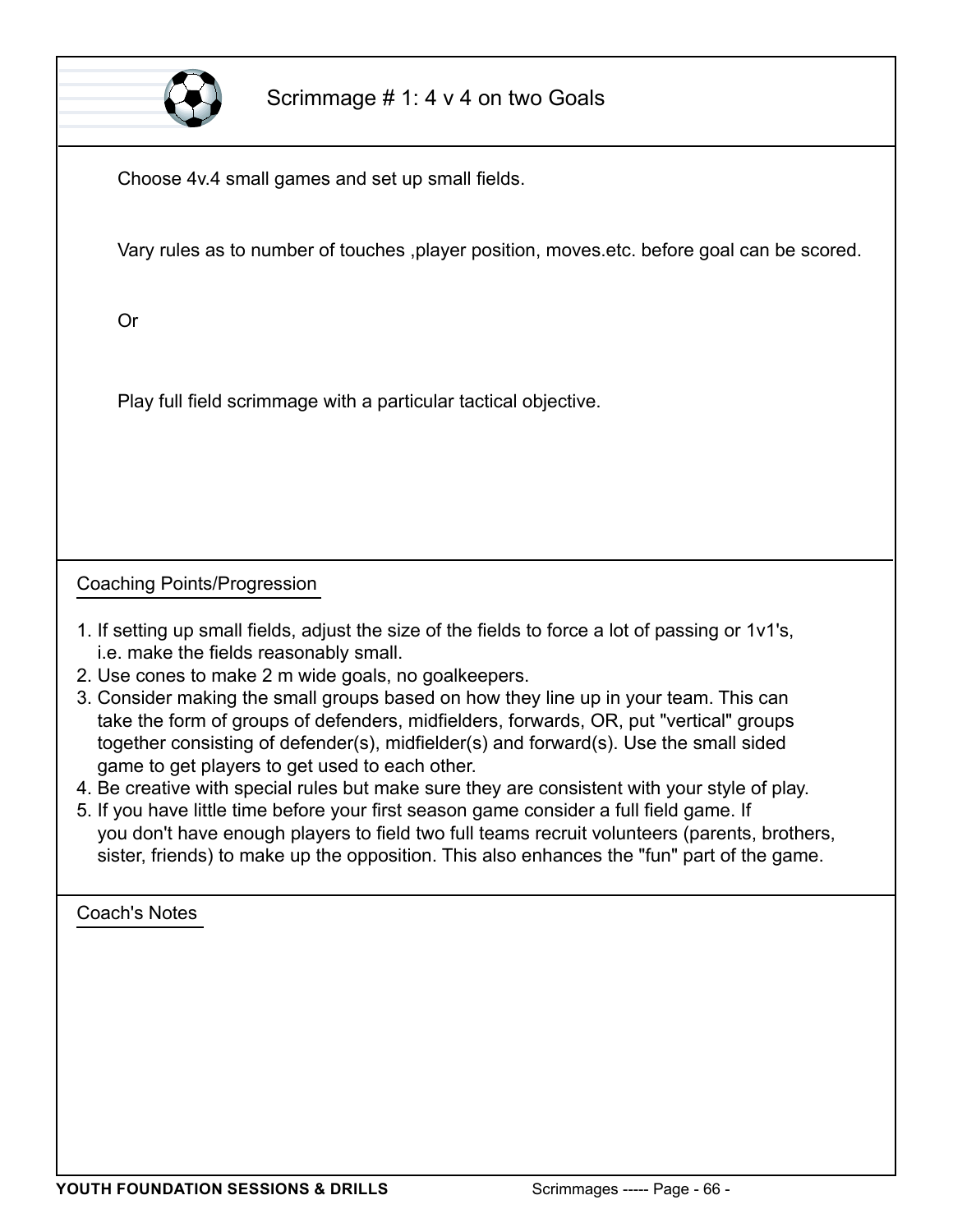# Scrimmage # 1: 4 v 4 on two Goals

Choose 4v.4 small games and set up small fields.

Vary rules as to number of touches ,player position, moves.etc. before goal can be scored.

Or

Play full field scrimmage with a particular tactical objective.

## Coaching Points/Progression

1. If setting up small fields, adjust the size of the fields to force a lot of passing or 1v1's, i.e. make the fields reasonably small.
2. Use cones to make 2 m wide goals, no goalkeepers.
3. Consider making the small groups based on how they line up in your team. This can take the form of groups of defenders, midfielders, forwards, OR, put "vertical" groups together consisting of defender(s), midfielder(s) and forward(s). Use the small sided game to get players to get used to each other.
4. Be creative with special rules but make sure they are consistent with your style of play.
5. If you have little time before your first season game consider a full field game. If you don't have enough players to field two full teams recruit volunteers (parents, brothers, sister, friends) to make up the opposition. This also enhances the "fun" part of the game.

## Coach's Notes